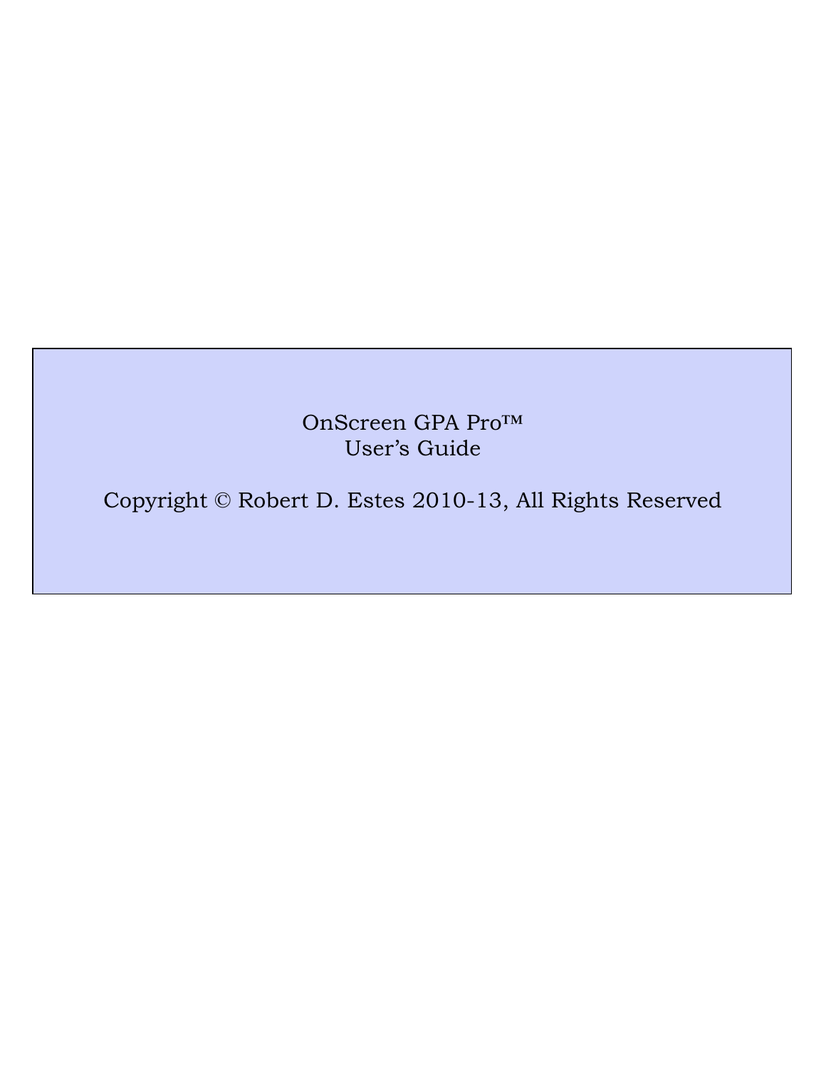# OnScreen GPA Pro™
# User's Guide

Copyright © Robert D. Estes 2010-13, All Rights Reserved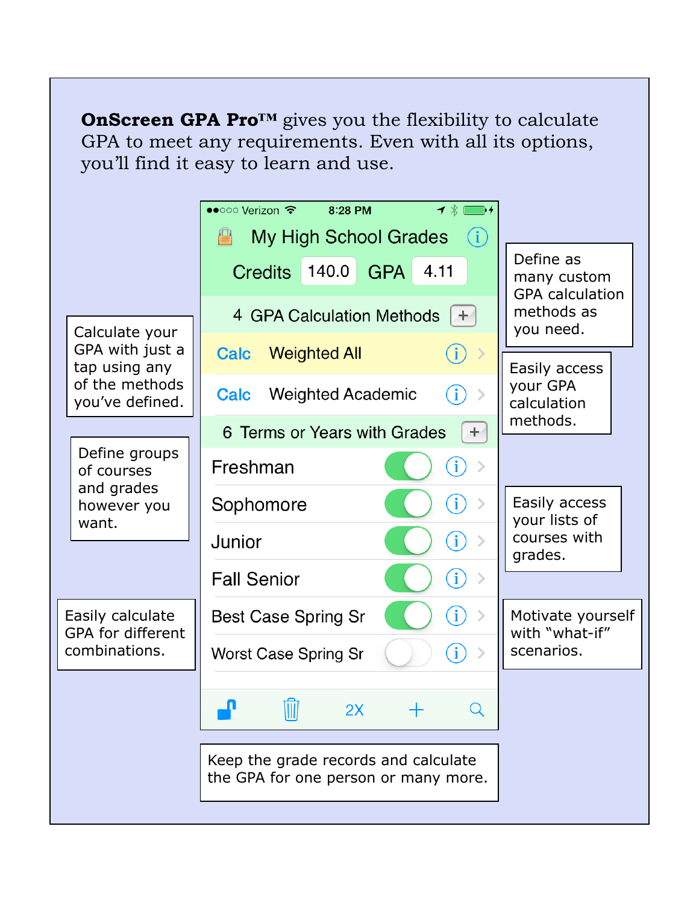**OnScreen GPA Pro™** gives you the flexibility to calculate GPA to meet any requirements. Even with all its options, you'll find it easy to learn and use.

●●○○○ Verizon 8:28 PM

My High School Grades

Credits 140.0 GPA 4.11

4 GPA Calculation Methods

- Calc Weighted All
- Calc Weighted Academic

6 Terms or Years with Grades

- Freshman
- Sophomore
- Junior
- Fall Senior
- Best Case Spring Sr
- Worst Case Spring Sr

2X

Define as many custom GPA calculation methods as you need.

Easily access your GPA calculation methods.

Calculate your GPA with just a tap using any of the methods you've defined.

Define groups of courses and grades however you want.

Easily access your lists of courses with grades.

Easily calculate GPA for different combinations.

Motivate yourself with "what-if" scenarios.

Keep the grade records and calculate the GPA for one person or many more.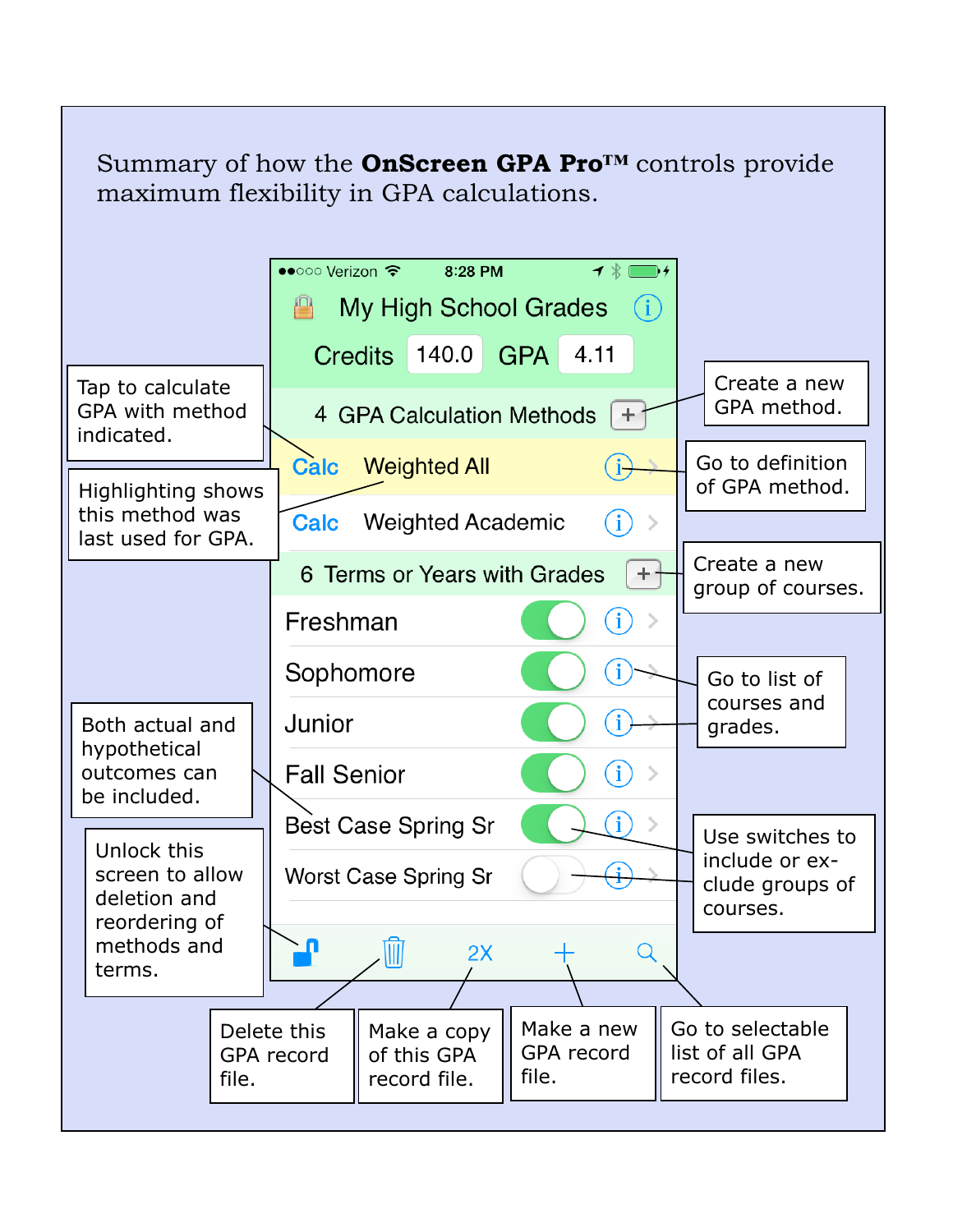Summary of how the **OnScreen GPA Pro™** controls provide maximum flexibility in GPA calculations.

●●○○○ Verizon 8:28 PM

My High School Grades

Credits 140.0 GPA 4.11

4 GPA Calculation Methods +

Calc Weighted All

Calc Weighted Academic

6 Terms or Years with Grades +

Freshman

Sophomore

Junior

Fall Senior

Best Case Spring Sr

Worst Case Spring Sr

2X

- Tap to calculate GPA with method indicated.
- Highlighting shows this method was last used for GPA.
- Both actual and hypothetical outcomes can be included.
- Unlock this screen to allow deletion and reordering of methods and terms.
- Create a new GPA method.
- Go to definition of GPA method.
- Create a new group of courses.
- Go to list of courses and grades.
- Use switches to include or exclude groups of courses.
- Delete this GPA record file.
- Make a copy of this GPA record file.
- Make a new GPA record file.
- Go to selectable list of all GPA record files.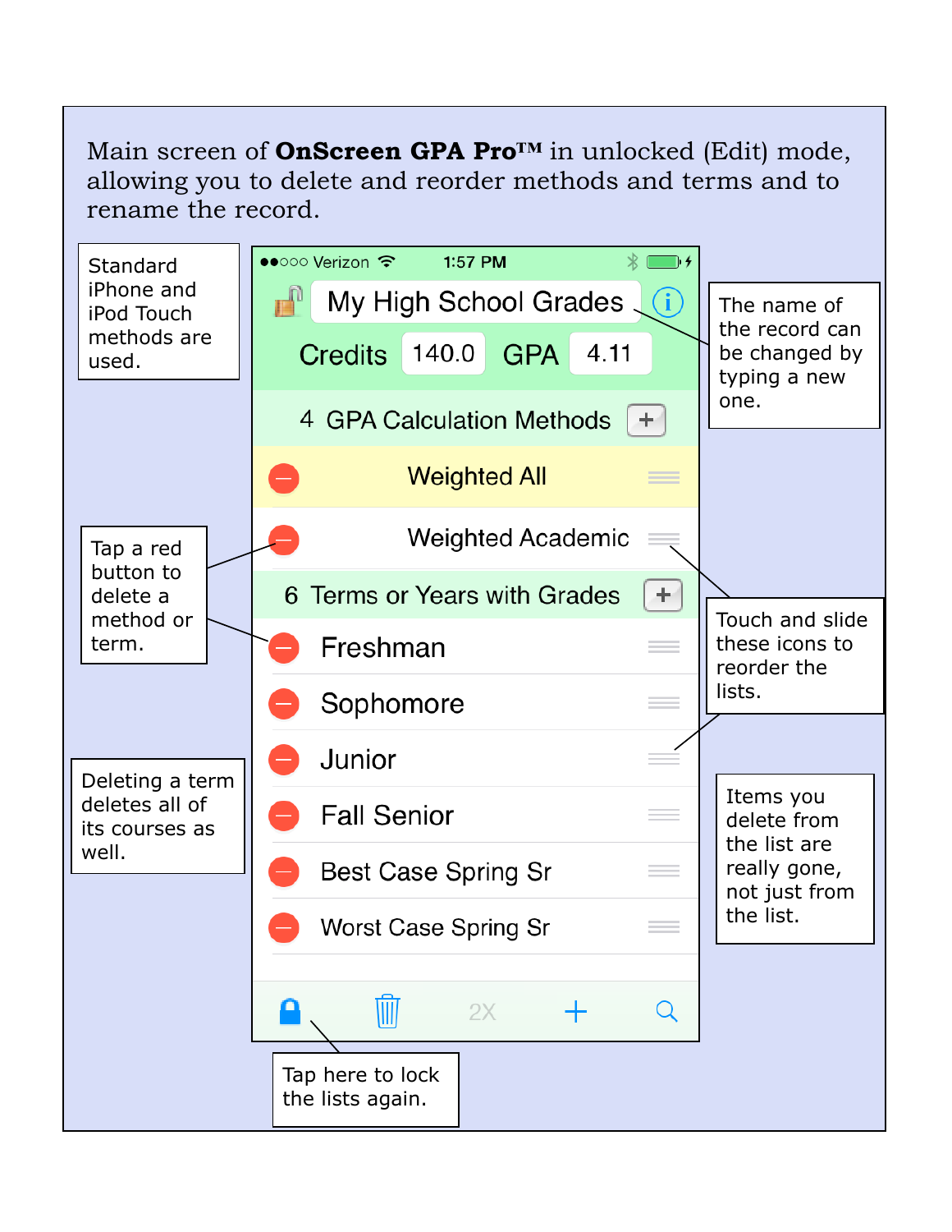Main screen of **OnScreen GPA Pro™** in unlocked (Edit) mode, allowing you to delete and reorder methods and terms and to rename the record.

Standard iPhone and iPod Touch methods are used.

●●○○○ Verizon 1:57 PM

My High School Grades

Credits 140.0 GPA 4.11

4 GPA Calculation Methods +

Weighted All

Weighted Academic

6 Terms or Years with Grades +

Freshman

Sophomore

Junior

Fall Senior

Best Case Spring Sr

Worst Case Spring Sr

2X

The name of the record can be changed by typing a new one.

Tap a red button to delete a method or term.

Touch and slide these icons to reorder the lists.

Deleting a term deletes all of its courses as well.

Items you delete from the list are really gone, not just from the list.

Tap here to lock the lists again.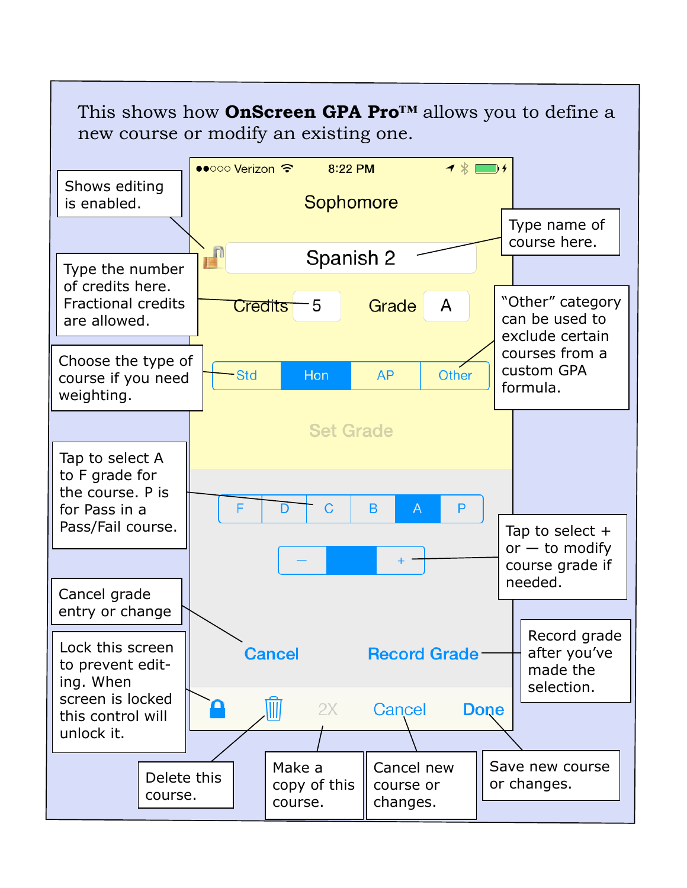This shows how **OnScreen GPA Pro™** allows you to define a new course or modify an existing one.

●●○○○ Verizon 8:22 PM

Sophomore

Spanish 2

Credits 5 Grade A

Std | Hon | AP | Other

Set Grade

F | D | C | B | A | P

— | | +

Cancel Record Grade

2X Cancel Done

- Shows editing is enabled.
- Type name of course here.
- Type the number of credits here. Fractional credits are allowed.
- Choose the type of course if you need weighting.
- "Other" category can be used to exclude certain courses from a custom GPA formula.
- Tap to select A to F grade for the course. P is for Pass in a Pass/Fail course.
- Tap to select + or — to modify course grade if needed.
- Cancel grade entry or change
- Record grade after you've made the selection.
- Lock this screen to prevent editing. When screen is locked this control will unlock it.
- Delete this course.
- Make a copy of this course.
- Cancel new course or changes.
- Save new course or changes.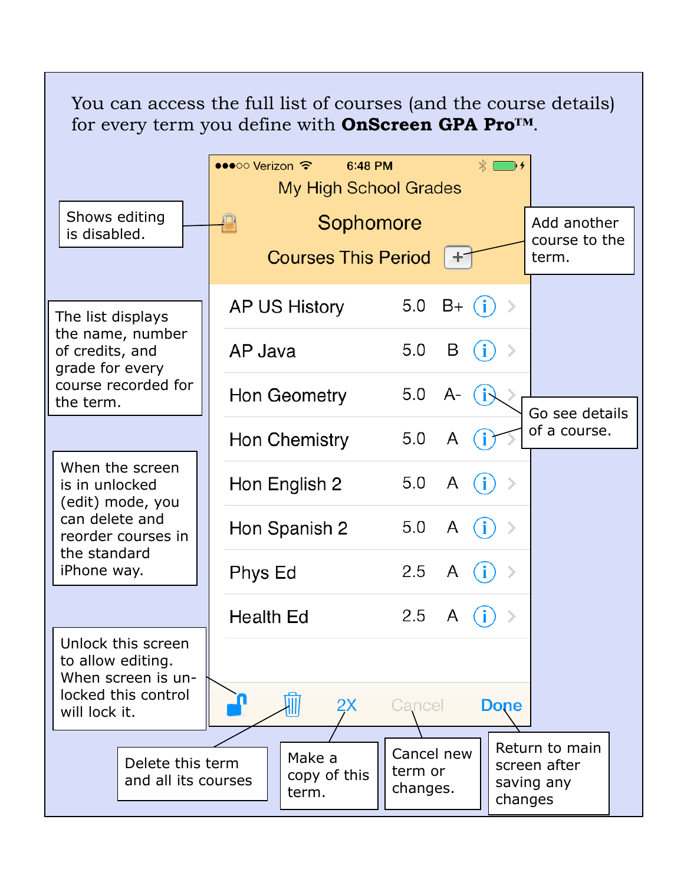You can access the full list of courses (and the course details) for every term you define with **OnScreen GPA Pro™**.

My High School Grades

Sophomore

Courses This Period +

| Course | Credits | Grade |
|---|---|---|
| AP US History | 5.0 | B+ |
| AP Java | 5.0 | B |
| Hon Geometry | 5.0 | A- |
| Hon Chemistry | 5.0 | A |
| Hon English 2 | 5.0 | A |
| Hon Spanish 2 | 5.0 | A |
| Phys Ed | 2.5 | A |
| Health Ed | 2.5 | A |

2X Cancel Done

Shows editing is disabled.

Add another course to the term.

The list displays the name, number of credits, and grade for every course recorded for the term.

Go see details of a course.

When the screen is in unlocked (edit) mode, you can delete and reorder courses in the standard iPhone way.

Unlock this screen to allow editing. When screen is unlocked this control will lock it.

Delete this term and all its courses

Make a copy of this term.

Cancel new term or changes.

Return to main screen after saving any changes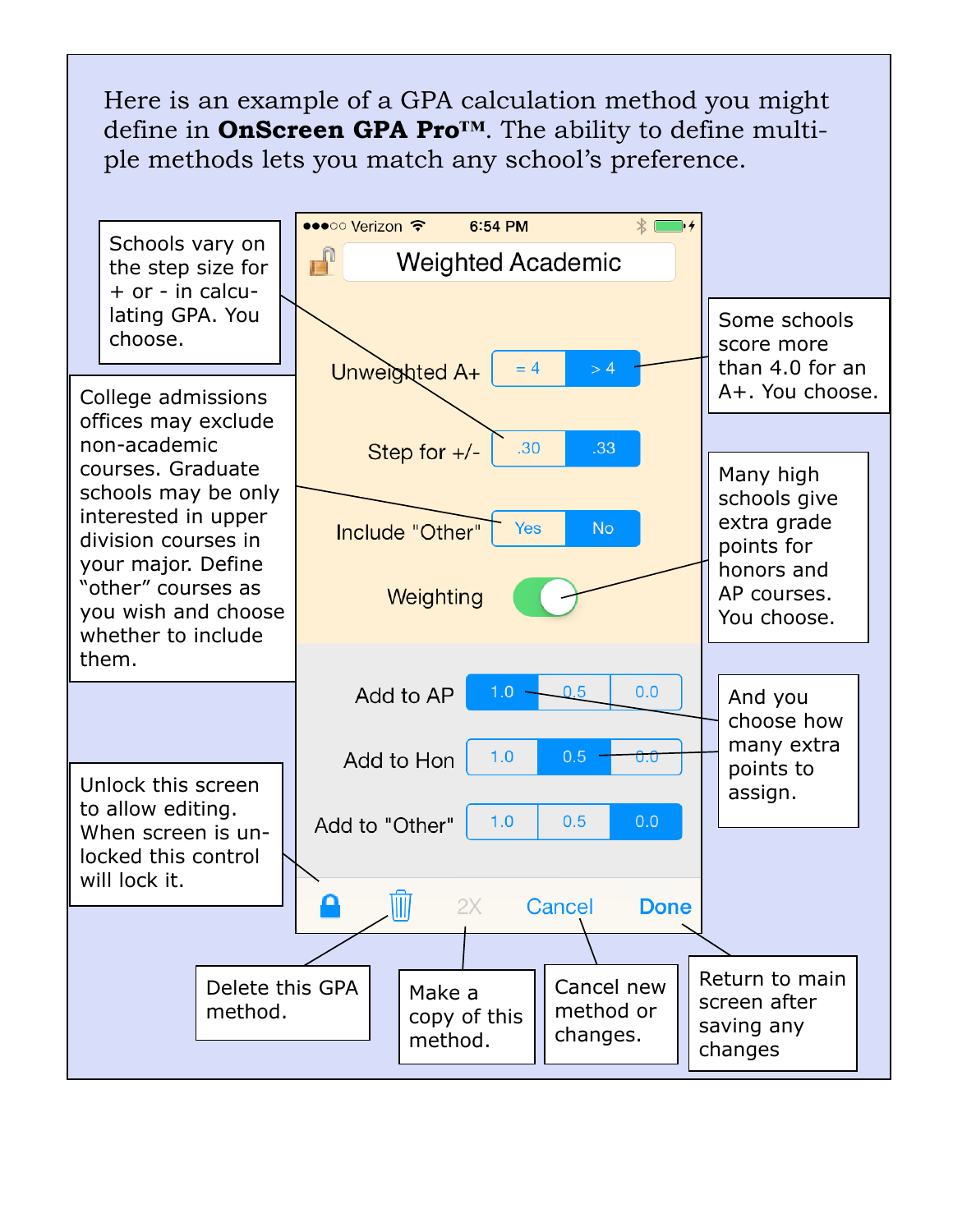Here is an example of a GPA calculation method you might define in **OnScreen GPA Pro™**. The ability to define multiple methods lets you match any school's preference.

Schools vary on the step size for + or - in calculating GPA. You choose.

College admissions offices may exclude non-academic courses. Graduate schools may be only interested in upper division courses in your major. Define "other" courses as you wish and choose whether to include them.

Unlock this screen to allow editing. When screen is unlocked this control will lock it.

Verizon 6:54 PM

Weighted Academic

Unweighted A+ = 4 > 4

Step for +/- .30 .33

Include "Other" Yes No

Weighting

Add to AP 1.0 0.5 0.0

Add to Hon 1.0 0.5 0.0

Add to "Other" 1.0 0.5 0.0

2X Cancel Done

Some schools score more than 4.0 for an A+. You choose.

Many high schools give extra grade points for honors and AP courses. You choose.

And you choose how many extra points to assign.

Delete this GPA method.

Make a copy of this method.

Cancel new method or changes.

Return to main screen after saving any changes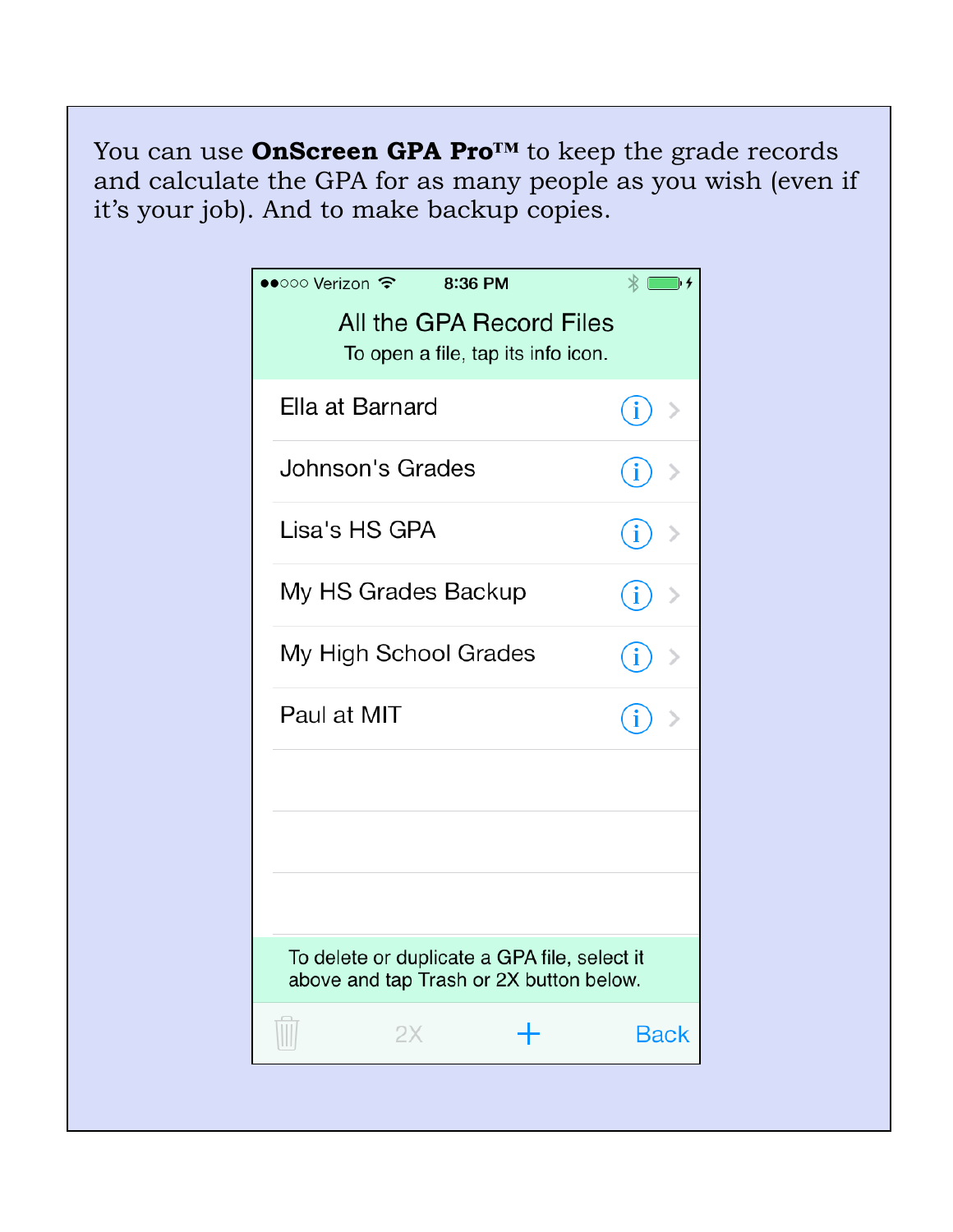You can use **OnScreen GPA Pro™** to keep the grade records and calculate the GPA for as many people as you wish (even if it's your job). And to make backup copies.

●●○○○ Verizon 8:36 PM

All the GPA Record Files

To open a file, tap its info icon.

Ella at Barnard

Johnson's Grades

Lisa's HS GPA

My HS Grades Backup

My High School Grades

Paul at MIT

To delete or duplicate a GPA file, select it above and tap Trash or 2X button below.

2X + Back